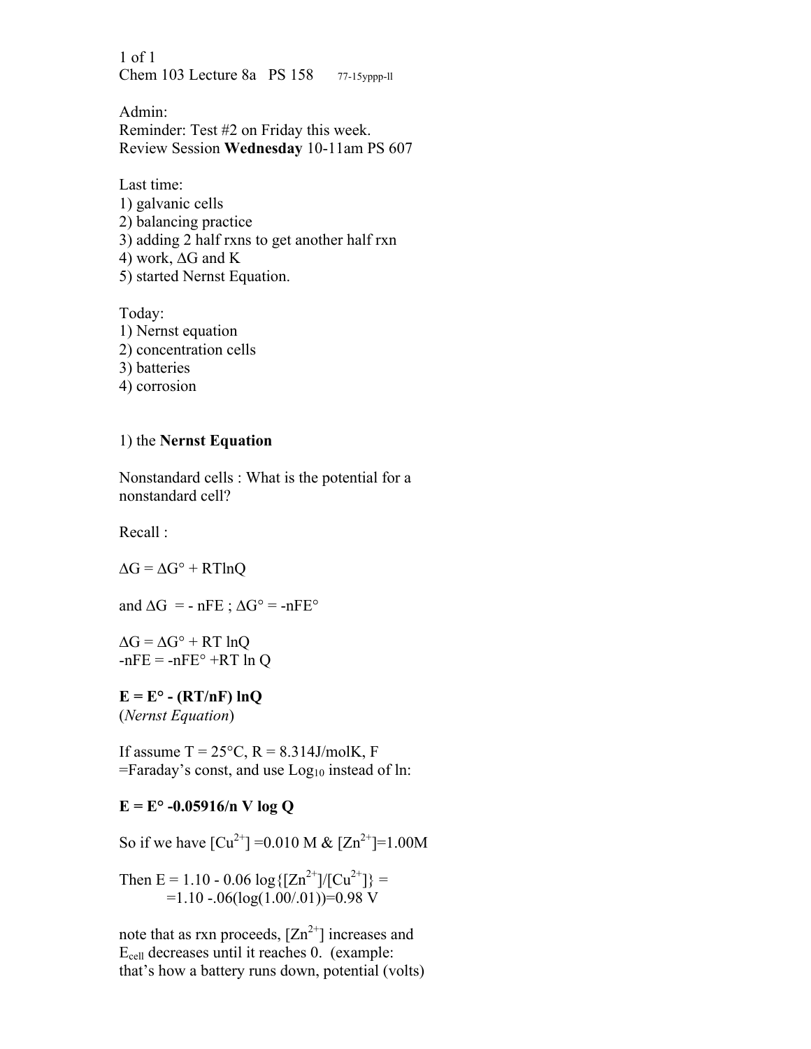Chem 103 Lecture 8a PS 158 77-15yppp-ll

Admin:
Reminder: Test #2 on Friday this week.
Review Session **Wednesday** 10-11am PS 607

Last time:
1) galvanic cells
2) balancing practice
3) adding 2 half rxns to get another half rxn
4) work, $\Delta G$ and K
5) started Nernst Equation.

Today:
1) Nernst equation
2) concentration cells
3) batteries
4) corrosion

1) the **Nernst Equation**

Nonstandard cells : What is the potential for a nonstandard cell?

Recall :

$$\Delta G = \Delta G° + RT\ln Q$$

and $\Delta G = - nFE$ ; $\Delta G° = -nFE°$

$$\Delta G = \Delta G° + RT \ln Q$$
$$-nFE = -nFE° + RT \ln Q$$

$$\mathbf{E = E° - (RT/nF) \ln Q}$$
(*Nernst Equation*)

If assume T = 25°C, R = 8.314J/molK, F =Faraday's const, and use $\text{Log}_{10}$ instead of ln:

$$\mathbf{E = E° - 0.05916/n \text{ V} \log Q}$$

So if we have $[Cu^{2+}]$ =0.010 M & $[Zn^{2+}]$=1.00M

Then $E = 1.10 - 0.06 \log\{[Zn^{2+}]/[Cu^{2+}]\} =$
$= 1.10 - .06(\log(1.00/.01)) = 0.98$ V

note that as rxn proceeds, $[Zn^{2+}]$ increases and $E_{cell}$ decreases until it reaches 0. (example: that's how a battery runs down, potential (volts)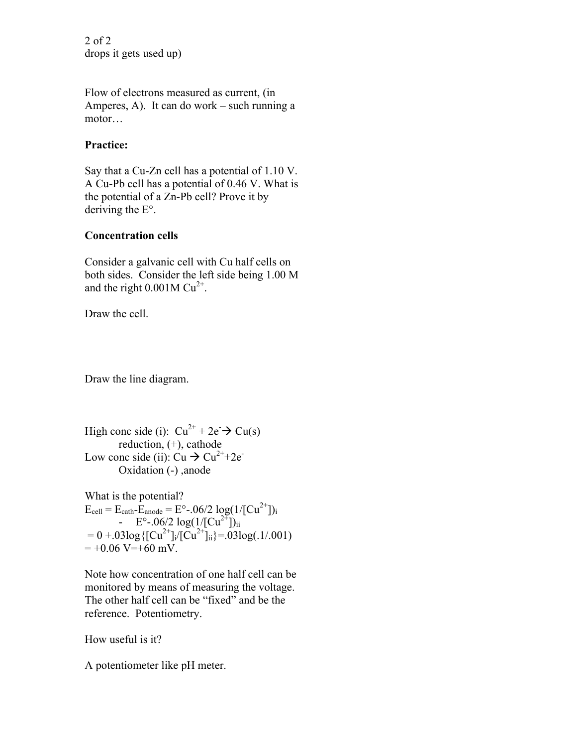drops it gets used up)

Flow of electrons measured as current, (in Amperes, A). It can do work – such running a motor…

**Practice:**

Say that a Cu-Zn cell has a potential of 1.10 V. A Cu-Pb cell has a potential of 0.46 V. What is the potential of a Zn-Pb cell? Prove it by deriving the E°.

**Concentration cells**

Consider a galvanic cell with Cu half cells on both sides. Consider the left side being 1.00 M and the right 0.001M $Cu^{2+}$.

Draw the cell.

Draw the line diagram.

High conc side (i): $Cu^{2+} + 2e^{-} \rightarrow Cu(s)$
reduction, (+), cathode

Low conc side (ii): $Cu \rightarrow Cu^{2+} + 2e^{-}$
Oxidation (-) ,anode

What is the potential?

$E_{cell} = E_{cath} - E_{anode} = E° - .06/2\ \log(1/[Cu^{2+}])_{i}$
$\quad - \quad E° - .06/2\ \log(1/[Cu^{2+}])_{ii}$
$= 0 + .03\log\{[Cu^{2+}]_{i}/[Cu^{2+}]_{ii}\} = .03\log(.1/.001)$
$= +0.06\ V = +60\ mV.$

Note how concentration of one half cell can be monitored by means of measuring the voltage. The other half cell can be "fixed" and be the reference. Potentiometry.

How useful is it?

A potentiometer like pH meter.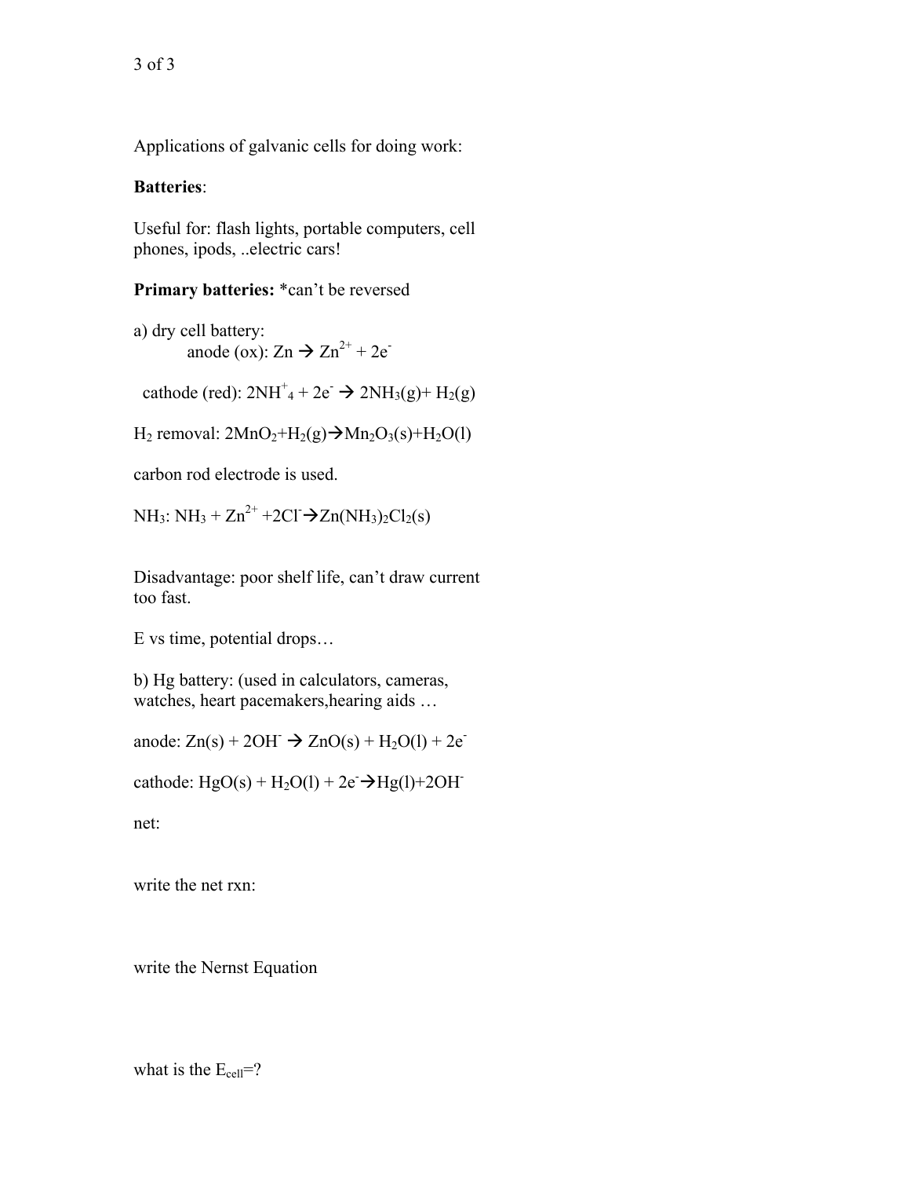Applications of galvanic cells for doing work:

**Batteries**:

Useful for: flash lights, portable computers, cell phones, ipods, ..electric cars!

**Primary batteries:** *can't be reversed

a) dry cell battery:

anode (ox): $Zn \rightarrow Zn^{2+} + 2e^-$

cathode (red): $2NH_4^+ + 2e^- \rightarrow 2NH_3(g) + H_2(g)$

$H_2$ removal: $2MnO_2 + H_2(g) \rightarrow Mn_2O_3(s) + H_2O(l)$

carbon rod electrode is used.

$NH_3$: $NH_3 + Zn^{2+} + 2Cl^- \rightarrow Zn(NH_3)_2Cl_2(s)$

Disadvantage: poor shelf life, can't draw current too fast.

E vs time, potential drops…

b) Hg battery: (used in calculators, cameras, watches, heart pacemakers,hearing aids …

anode: $Zn(s) + 2OH^- \rightarrow ZnO(s) + H_2O(l) + 2e^-$

cathode: $HgO(s) + H_2O(l) + 2e^- \rightarrow Hg(l) + 2OH^-$

net:

write the net rxn:

write the Nernst Equation

what is the $E_{cell}$=?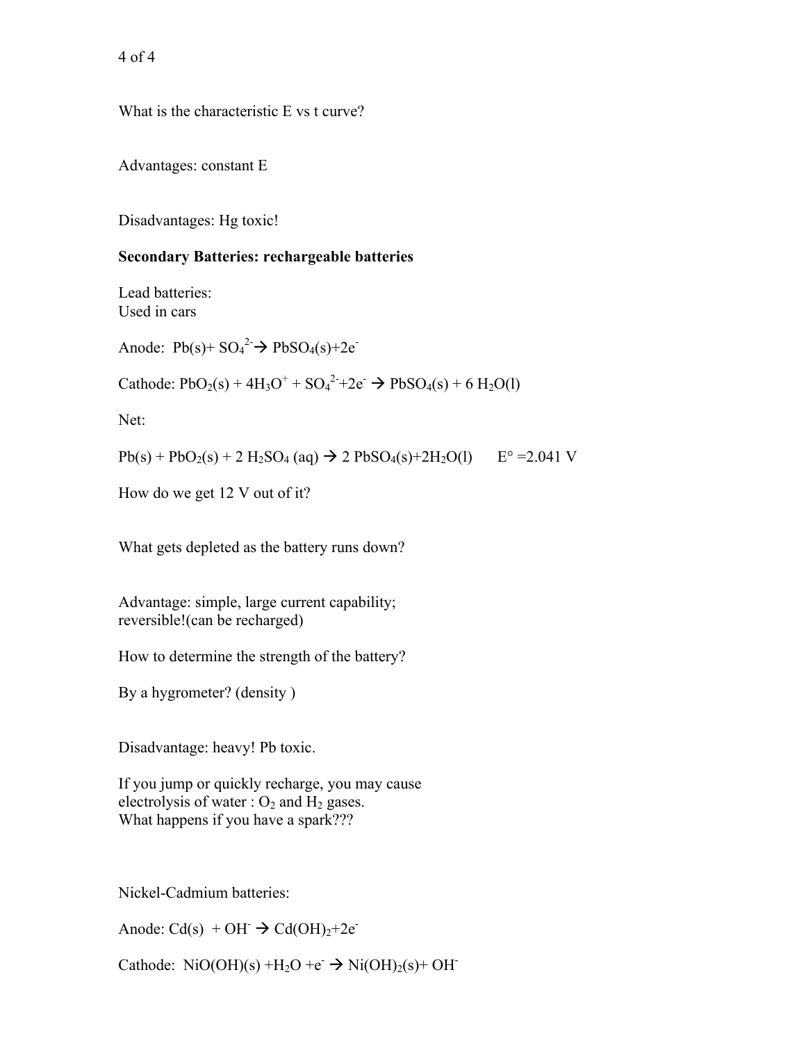What is the characteristic E vs t curve?

Advantages: constant E

Disadvantages: Hg toxic!

**Secondary Batteries: rechargeable batteries**

Lead batteries:
Used in cars

Anode: $Pb(s) + SO_4^{2-} \rightarrow PbSO_4(s) + 2e^-$

Cathode: $PbO_2(s) + 4H_3O^+ + SO_4^{2-} + 2e^- \rightarrow PbSO_4(s) + 6\ H_2O(l)$

Net:

$Pb(s) + PbO_2(s) + 2\ H_2SO_4\ (aq) \rightarrow 2\ PbSO_4(s) + 2H_2O(l)$ $\quad E° = 2.041\ V$

How do we get 12 V out of it?

What gets depleted as the battery runs down?

Advantage: simple, large current capability;
reversible!(can be recharged)

How to determine the strength of the battery?

By a hygrometer? (density )

Disadvantage: heavy! Pb toxic.

If you jump or quickly recharge, you may cause
electrolysis of water : $O_2$ and $H_2$ gases.
What happens if you have a spark???

Nickel-Cadmium batteries:

Anode: $Cd(s) + OH^- \rightarrow Cd(OH)_2 + 2e^-$

Cathode: $NiO(OH)(s) + H_2O + e^- \rightarrow Ni(OH)_2(s) + OH^-$